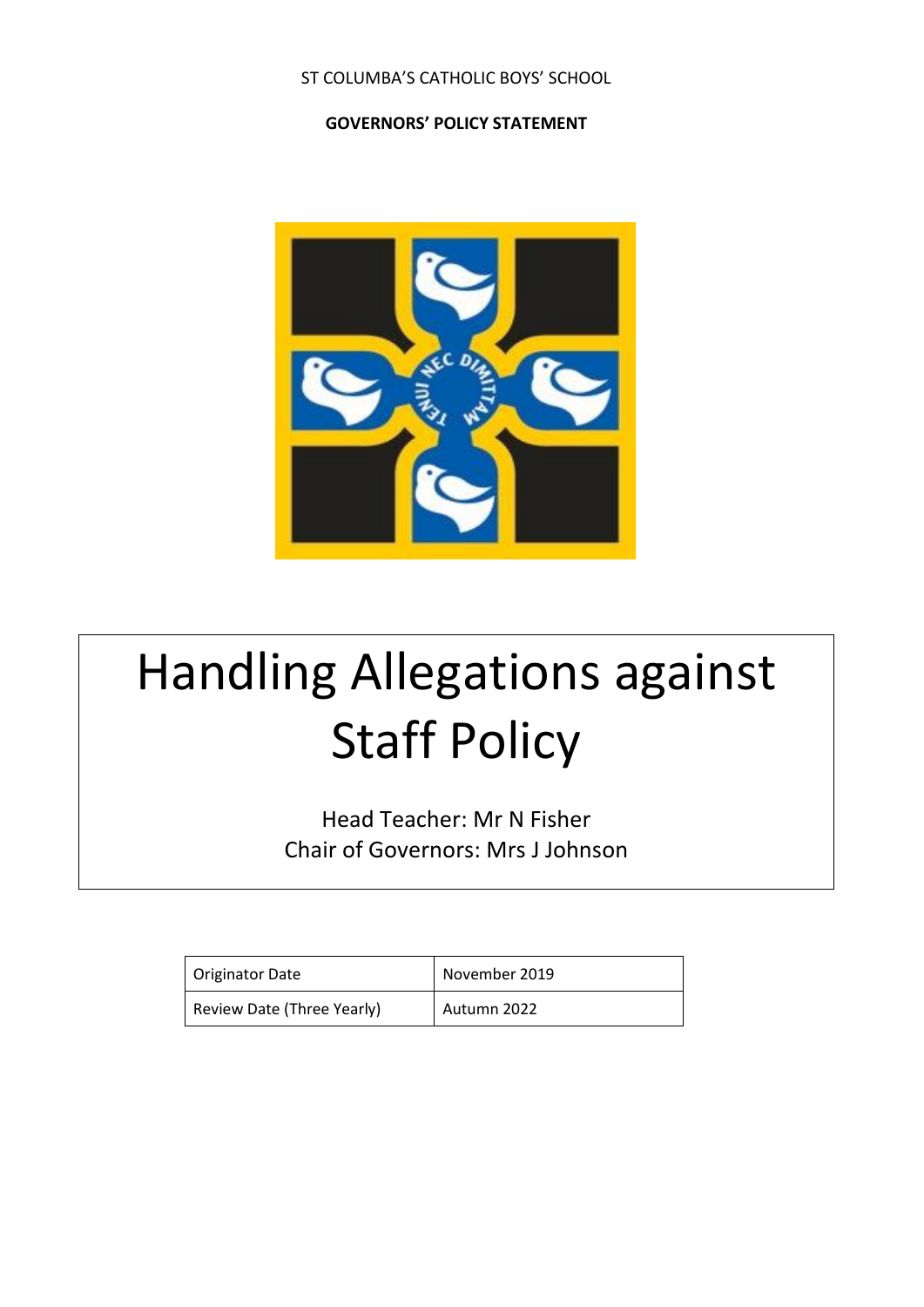ST COLUMBA'S CATHOLIC BOYS' SCHOOL

**GOVERNORS' POLICY STATEMENT**

# Handling Allegations against Staff Policy

Head Teacher: Mr N Fisher
Chair of Governors: Mrs J Johnson

| Originator Date | November 2019 |
| --- | --- |
| Review Date (Three Yearly) | Autumn 2022 |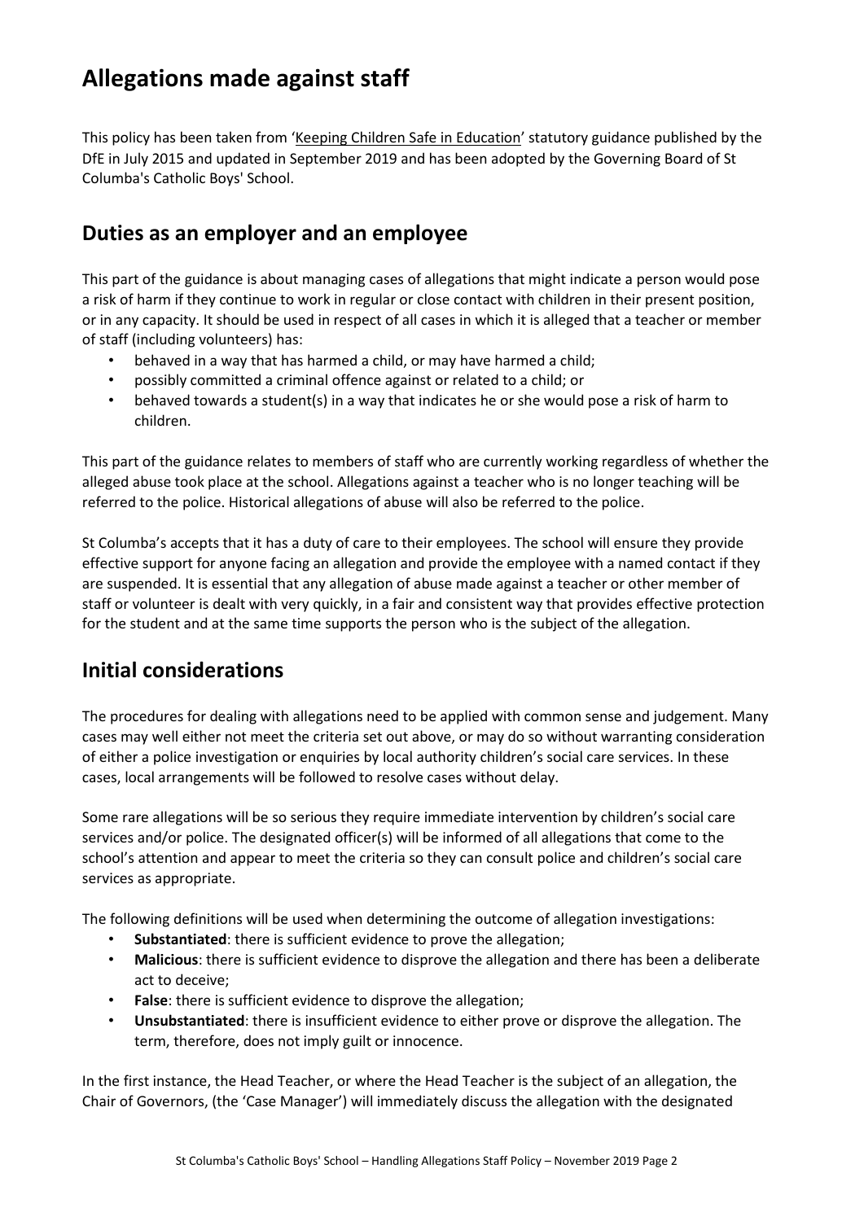# Allegations made against staff

This policy has been taken from 'Keeping Children Safe in Education' statutory guidance published by the DfE in July 2015 and updated in September 2019 and has been adopted by the Governing Board of St Columba's Catholic Boys' School.

## Duties as an employer and an employee

This part of the guidance is about managing cases of allegations that might indicate a person would pose a risk of harm if they continue to work in regular or close contact with children in their present position, or in any capacity. It should be used in respect of all cases in which it is alleged that a teacher or member of staff (including volunteers) has:

- behaved in a way that has harmed a child, or may have harmed a child;
- possibly committed a criminal offence against or related to a child; or
- behaved towards a student(s) in a way that indicates he or she would pose a risk of harm to children.

This part of the guidance relates to members of staff who are currently working regardless of whether the alleged abuse took place at the school. Allegations against a teacher who is no longer teaching will be referred to the police. Historical allegations of abuse will also be referred to the police.

St Columba's accepts that it has a duty of care to their employees. The school will ensure they provide effective support for anyone facing an allegation and provide the employee with a named contact if they are suspended. It is essential that any allegation of abuse made against a teacher or other member of staff or volunteer is dealt with very quickly, in a fair and consistent way that provides effective protection for the student and at the same time supports the person who is the subject of the allegation.

## Initial considerations

The procedures for dealing with allegations need to be applied with common sense and judgement. Many cases may well either not meet the criteria set out above, or may do so without warranting consideration of either a police investigation or enquiries by local authority children's social care services. In these cases, local arrangements will be followed to resolve cases without delay.

Some rare allegations will be so serious they require immediate intervention by children's social care services and/or police. The designated officer(s) will be informed of all allegations that come to the school's attention and appear to meet the criteria so they can consult police and children's social care services as appropriate.

The following definitions will be used when determining the outcome of allegation investigations:

- **Substantiated**: there is sufficient evidence to prove the allegation;
- **Malicious**: there is sufficient evidence to disprove the allegation and there has been a deliberate act to deceive;
- **False**: there is sufficient evidence to disprove the allegation;
- **Unsubstantiated**: there is insufficient evidence to either prove or disprove the allegation. The term, therefore, does not imply guilt or innocence.

In the first instance, the Head Teacher, or where the Head Teacher is the subject of an allegation, the Chair of Governors, (the 'Case Manager') will immediately discuss the allegation with the designated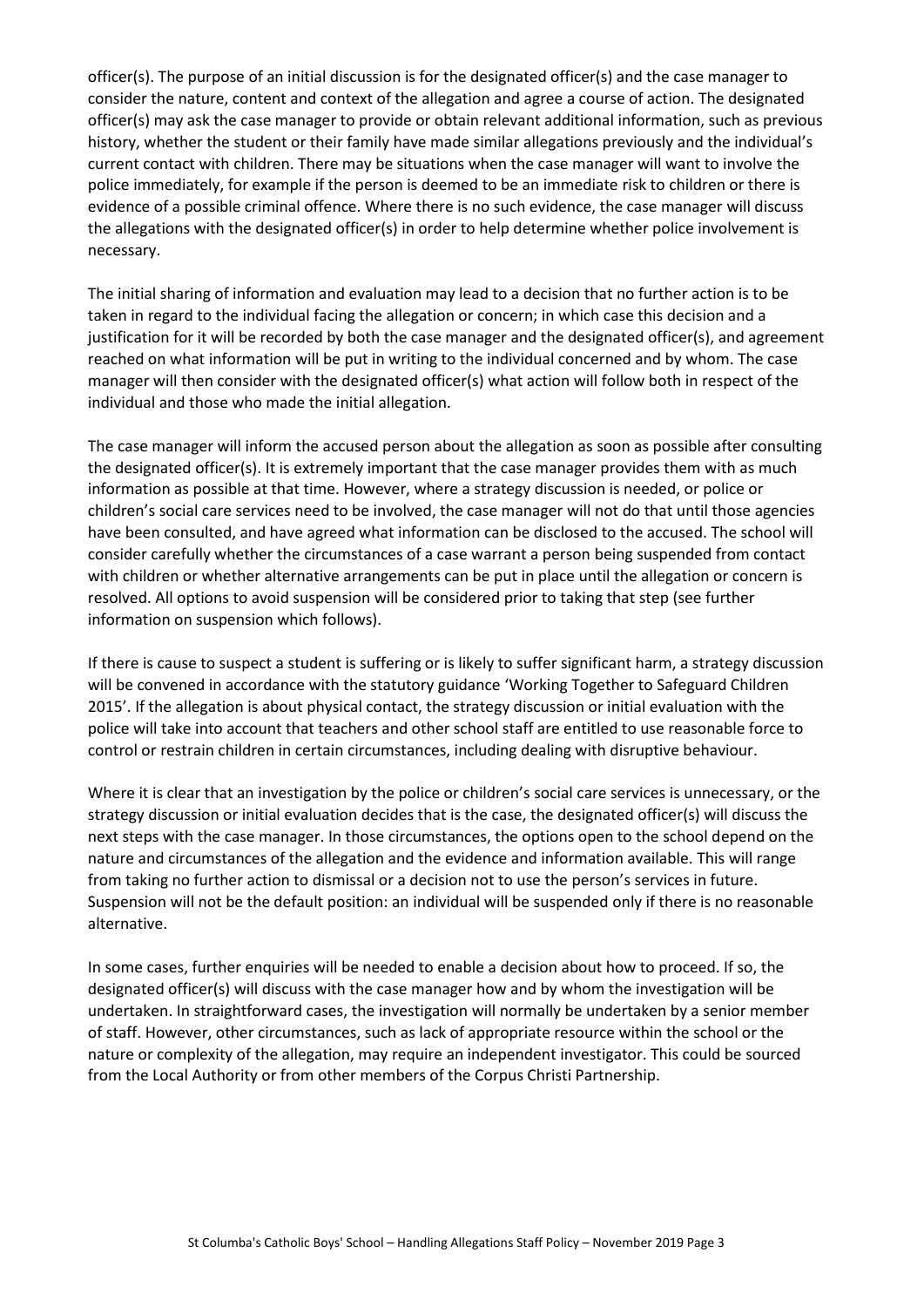officer(s). The purpose of an initial discussion is for the designated officer(s) and the case manager to consider the nature, content and context of the allegation and agree a course of action. The designated officer(s) may ask the case manager to provide or obtain relevant additional information, such as previous history, whether the student or their family have made similar allegations previously and the individual's current contact with children. There may be situations when the case manager will want to involve the police immediately, for example if the person is deemed to be an immediate risk to children or there is evidence of a possible criminal offence. Where there is no such evidence, the case manager will discuss the allegations with the designated officer(s) in order to help determine whether police involvement is necessary.

The initial sharing of information and evaluation may lead to a decision that no further action is to be taken in regard to the individual facing the allegation or concern; in which case this decision and a justification for it will be recorded by both the case manager and the designated officer(s), and agreement reached on what information will be put in writing to the individual concerned and by whom. The case manager will then consider with the designated officer(s) what action will follow both in respect of the individual and those who made the initial allegation.

The case manager will inform the accused person about the allegation as soon as possible after consulting the designated officer(s). It is extremely important that the case manager provides them with as much information as possible at that time. However, where a strategy discussion is needed, or police or children's social care services need to be involved, the case manager will not do that until those agencies have been consulted, and have agreed what information can be disclosed to the accused. The school will consider carefully whether the circumstances of a case warrant a person being suspended from contact with children or whether alternative arrangements can be put in place until the allegation or concern is resolved. All options to avoid suspension will be considered prior to taking that step (see further information on suspension which follows).

If there is cause to suspect a student is suffering or is likely to suffer significant harm, a strategy discussion will be convened in accordance with the statutory guidance 'Working Together to Safeguard Children 2015'. If the allegation is about physical contact, the strategy discussion or initial evaluation with the police will take into account that teachers and other school staff are entitled to use reasonable force to control or restrain children in certain circumstances, including dealing with disruptive behaviour.

Where it is clear that an investigation by the police or children's social care services is unnecessary, or the strategy discussion or initial evaluation decides that is the case, the designated officer(s) will discuss the next steps with the case manager. In those circumstances, the options open to the school depend on the nature and circumstances of the allegation and the evidence and information available. This will range from taking no further action to dismissal or a decision not to use the person's services in future. Suspension will not be the default position: an individual will be suspended only if there is no reasonable alternative.

In some cases, further enquiries will be needed to enable a decision about how to proceed. If so, the designated officer(s) will discuss with the case manager how and by whom the investigation will be undertaken. In straightforward cases, the investigation will normally be undertaken by a senior member of staff. However, other circumstances, such as lack of appropriate resource within the school or the nature or complexity of the allegation, may require an independent investigator. This could be sourced from the Local Authority or from other members of the Corpus Christi Partnership.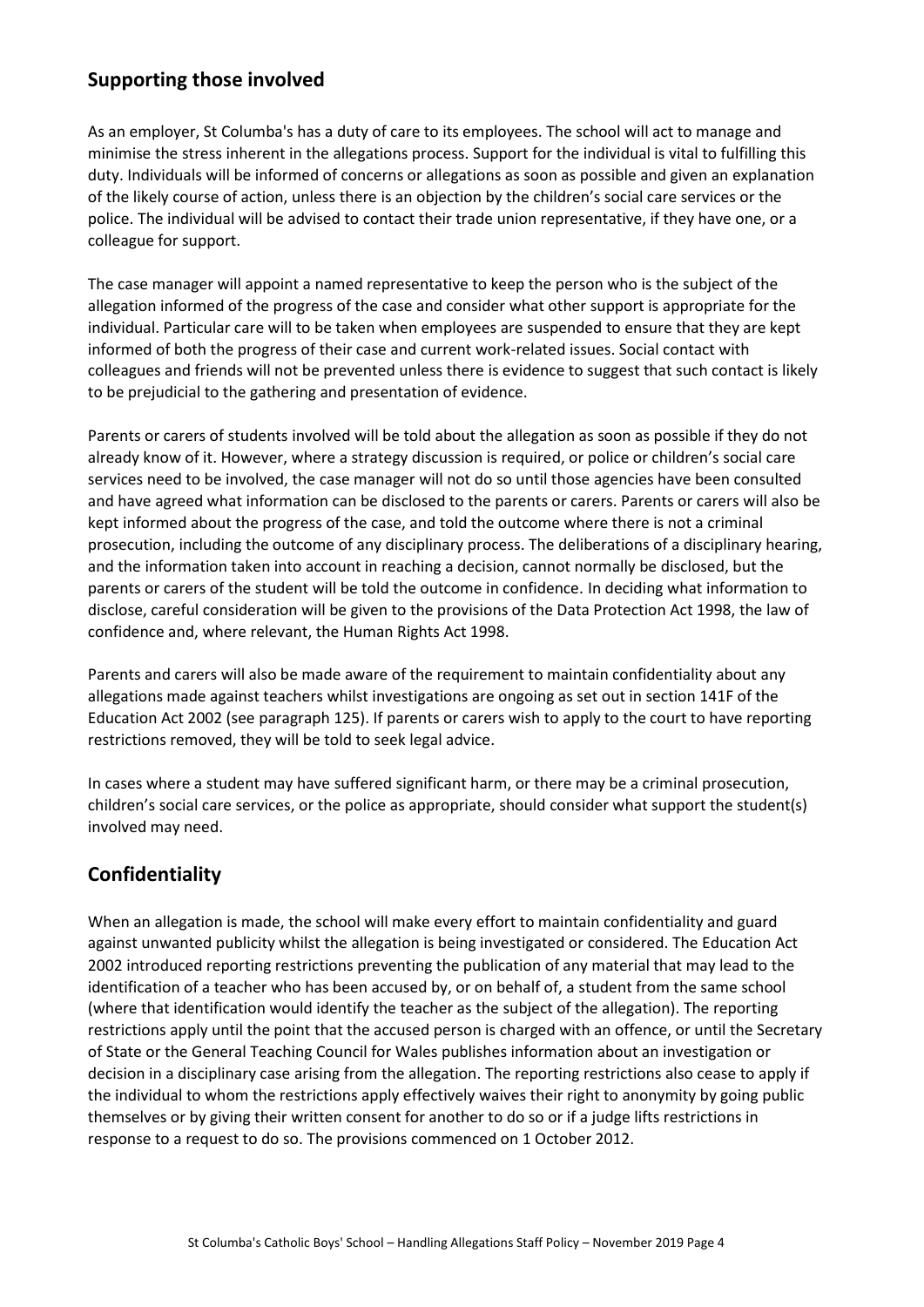## Supporting those involved

As an employer, St Columba's has a duty of care to its employees. The school will act to manage and minimise the stress inherent in the allegations process. Support for the individual is vital to fulfilling this duty. Individuals will be informed of concerns or allegations as soon as possible and given an explanation of the likely course of action, unless there is an objection by the children's social care services or the police. The individual will be advised to contact their trade union representative, if they have one, or a colleague for support.

The case manager will appoint a named representative to keep the person who is the subject of the allegation informed of the progress of the case and consider what other support is appropriate for the individual. Particular care will to be taken when employees are suspended to ensure that they are kept informed of both the progress of their case and current work-related issues. Social contact with colleagues and friends will not be prevented unless there is evidence to suggest that such contact is likely to be prejudicial to the gathering and presentation of evidence.

Parents or carers of students involved will be told about the allegation as soon as possible if they do not already know of it. However, where a strategy discussion is required, or police or children's social care services need to be involved, the case manager will not do so until those agencies have been consulted and have agreed what information can be disclosed to the parents or carers. Parents or carers will also be kept informed about the progress of the case, and told the outcome where there is not a criminal prosecution, including the outcome of any disciplinary process. The deliberations of a disciplinary hearing, and the information taken into account in reaching a decision, cannot normally be disclosed, but the parents or carers of the student will be told the outcome in confidence. In deciding what information to disclose, careful consideration will be given to the provisions of the Data Protection Act 1998, the law of confidence and, where relevant, the Human Rights Act 1998.

Parents and carers will also be made aware of the requirement to maintain confidentiality about any allegations made against teachers whilst investigations are ongoing as set out in section 141F of the Education Act 2002 (see paragraph 125). If parents or carers wish to apply to the court to have reporting restrictions removed, they will be told to seek legal advice.

In cases where a student may have suffered significant harm, or there may be a criminal prosecution, children's social care services, or the police as appropriate, should consider what support the student(s) involved may need.

## Confidentiality

When an allegation is made, the school will make every effort to maintain confidentiality and guard against unwanted publicity whilst the allegation is being investigated or considered. The Education Act 2002 introduced reporting restrictions preventing the publication of any material that may lead to the identification of a teacher who has been accused by, or on behalf of, a student from the same school (where that identification would identify the teacher as the subject of the allegation). The reporting restrictions apply until the point that the accused person is charged with an offence, or until the Secretary of State or the General Teaching Council for Wales publishes information about an investigation or decision in a disciplinary case arising from the allegation. The reporting restrictions also cease to apply if the individual to whom the restrictions apply effectively waives their right to anonymity by going public themselves or by giving their written consent for another to do so or if a judge lifts restrictions in response to a request to do so. The provisions commenced on 1 October 2012.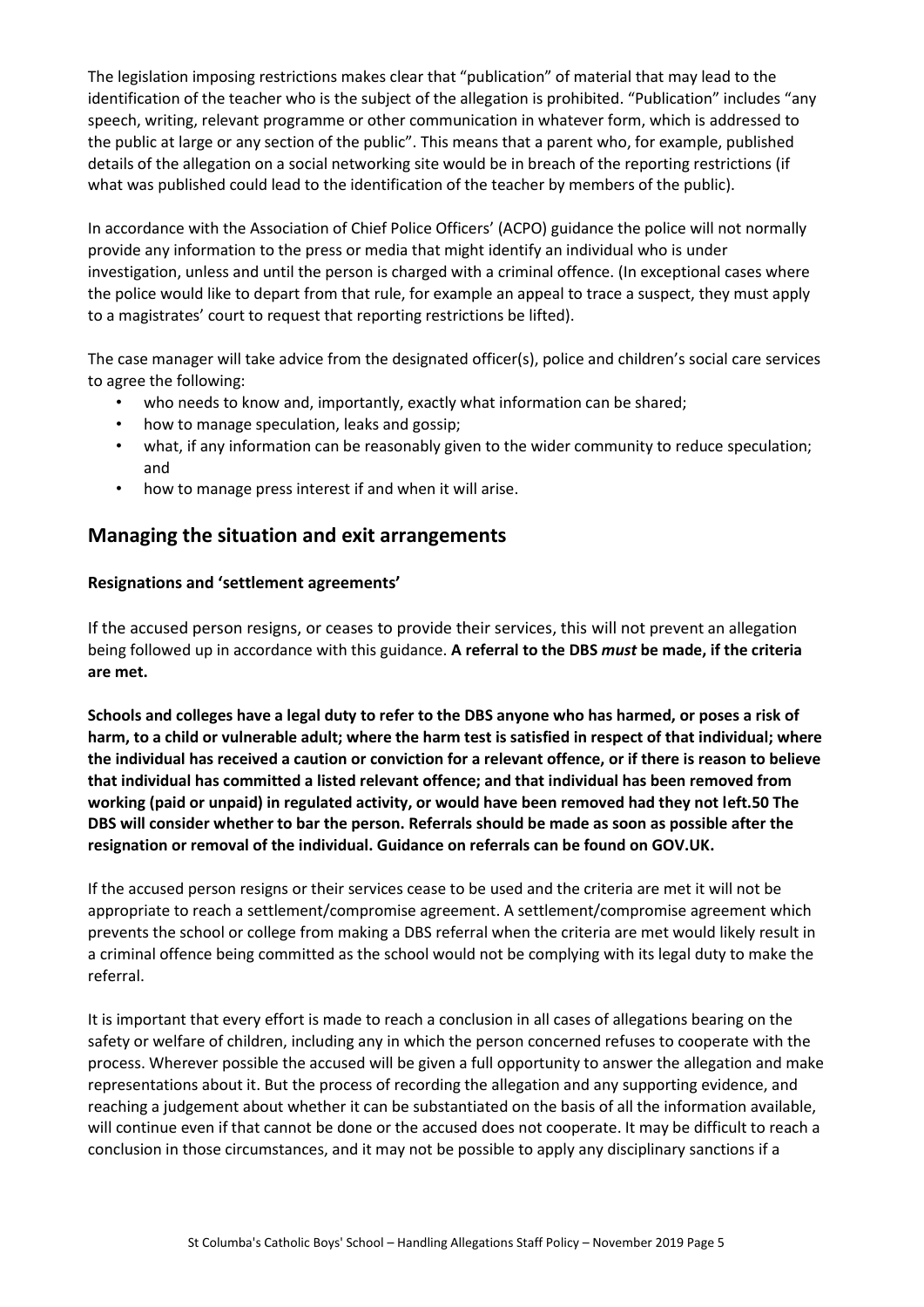The legislation imposing restrictions makes clear that "publication" of material that may lead to the identification of the teacher who is the subject of the allegation is prohibited. "Publication" includes "any speech, writing, relevant programme or other communication in whatever form, which is addressed to the public at large or any section of the public". This means that a parent who, for example, published details of the allegation on a social networking site would be in breach of the reporting restrictions (if what was published could lead to the identification of the teacher by members of the public).

In accordance with the Association of Chief Police Officers' (ACPO) guidance the police will not normally provide any information to the press or media that might identify an individual who is under investigation, unless and until the person is charged with a criminal offence. (In exceptional cases where the police would like to depart from that rule, for example an appeal to trace a suspect, they must apply to a magistrates' court to request that reporting restrictions be lifted).

The case manager will take advice from the designated officer(s), police and children's social care services to agree the following:

- who needs to know and, importantly, exactly what information can be shared;
- how to manage speculation, leaks and gossip;
- what, if any information can be reasonably given to the wider community to reduce speculation; and
- how to manage press interest if and when it will arise.

## Managing the situation and exit arrangements

### Resignations and 'settlement agreements'

If the accused person resigns, or ceases to provide their services, this will not prevent an allegation being followed up in accordance with this guidance. **A referral to the DBS *must* be made, if the criteria are met.**

**Schools and colleges have a legal duty to refer to the DBS anyone who has harmed, or poses a risk of harm, to a child or vulnerable adult; where the harm test is satisfied in respect of that individual; where the individual has received a caution or conviction for a relevant offence, or if there is reason to believe that individual has committed a listed relevant offence; and that individual has been removed from working (paid or unpaid) in regulated activity, or would have been removed had they not left.50 The DBS will consider whether to bar the person. Referrals should be made as soon as possible after the resignation or removal of the individual. Guidance on referrals can be found on GOV.UK.**

If the accused person resigns or their services cease to be used and the criteria are met it will not be appropriate to reach a settlement/compromise agreement. A settlement/compromise agreement which prevents the school or college from making a DBS referral when the criteria are met would likely result in a criminal offence being committed as the school would not be complying with its legal duty to make the referral.

It is important that every effort is made to reach a conclusion in all cases of allegations bearing on the safety or welfare of children, including any in which the person concerned refuses to cooperate with the process. Wherever possible the accused will be given a full opportunity to answer the allegation and make representations about it. But the process of recording the allegation and any supporting evidence, and reaching a judgement about whether it can be substantiated on the basis of all the information available, will continue even if that cannot be done or the accused does not cooperate. It may be difficult to reach a conclusion in those circumstances, and it may not be possible to apply any disciplinary sanctions if a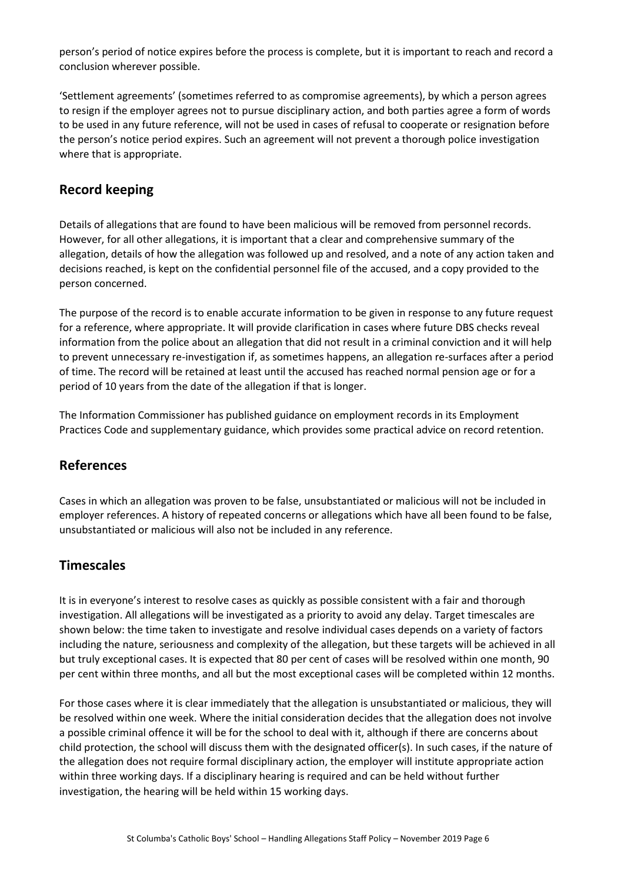person's period of notice expires before the process is complete, but it is important to reach and record a conclusion wherever possible.

'Settlement agreements' (sometimes referred to as compromise agreements), by which a person agrees to resign if the employer agrees not to pursue disciplinary action, and both parties agree a form of words to be used in any future reference, will not be used in cases of refusal to cooperate or resignation before the person's notice period expires. Such an agreement will not prevent a thorough police investigation where that is appropriate.

## Record keeping

Details of allegations that are found to have been malicious will be removed from personnel records. However, for all other allegations, it is important that a clear and comprehensive summary of the allegation, details of how the allegation was followed up and resolved, and a note of any action taken and decisions reached, is kept on the confidential personnel file of the accused, and a copy provided to the person concerned.

The purpose of the record is to enable accurate information to be given in response to any future request for a reference, where appropriate. It will provide clarification in cases where future DBS checks reveal information from the police about an allegation that did not result in a criminal conviction and it will help to prevent unnecessary re-investigation if, as sometimes happens, an allegation re-surfaces after a period of time. The record will be retained at least until the accused has reached normal pension age or for a period of 10 years from the date of the allegation if that is longer.

The Information Commissioner has published guidance on employment records in its Employment Practices Code and supplementary guidance, which provides some practical advice on record retention.

## References

Cases in which an allegation was proven to be false, unsubstantiated or malicious will not be included in employer references. A history of repeated concerns or allegations which have all been found to be false, unsubstantiated or malicious will also not be included in any reference.

## Timescales

It is in everyone's interest to resolve cases as quickly as possible consistent with a fair and thorough investigation. All allegations will be investigated as a priority to avoid any delay. Target timescales are shown below: the time taken to investigate and resolve individual cases depends on a variety of factors including the nature, seriousness and complexity of the allegation, but these targets will be achieved in all but truly exceptional cases. It is expected that 80 per cent of cases will be resolved within one month, 90 per cent within three months, and all but the most exceptional cases will be completed within 12 months.

For those cases where it is clear immediately that the allegation is unsubstantiated or malicious, they will be resolved within one week. Where the initial consideration decides that the allegation does not involve a possible criminal offence it will be for the school to deal with it, although if there are concerns about child protection, the school will discuss them with the designated officer(s). In such cases, if the nature of the allegation does not require formal disciplinary action, the employer will institute appropriate action within three working days. If a disciplinary hearing is required and can be held without further investigation, the hearing will be held within 15 working days.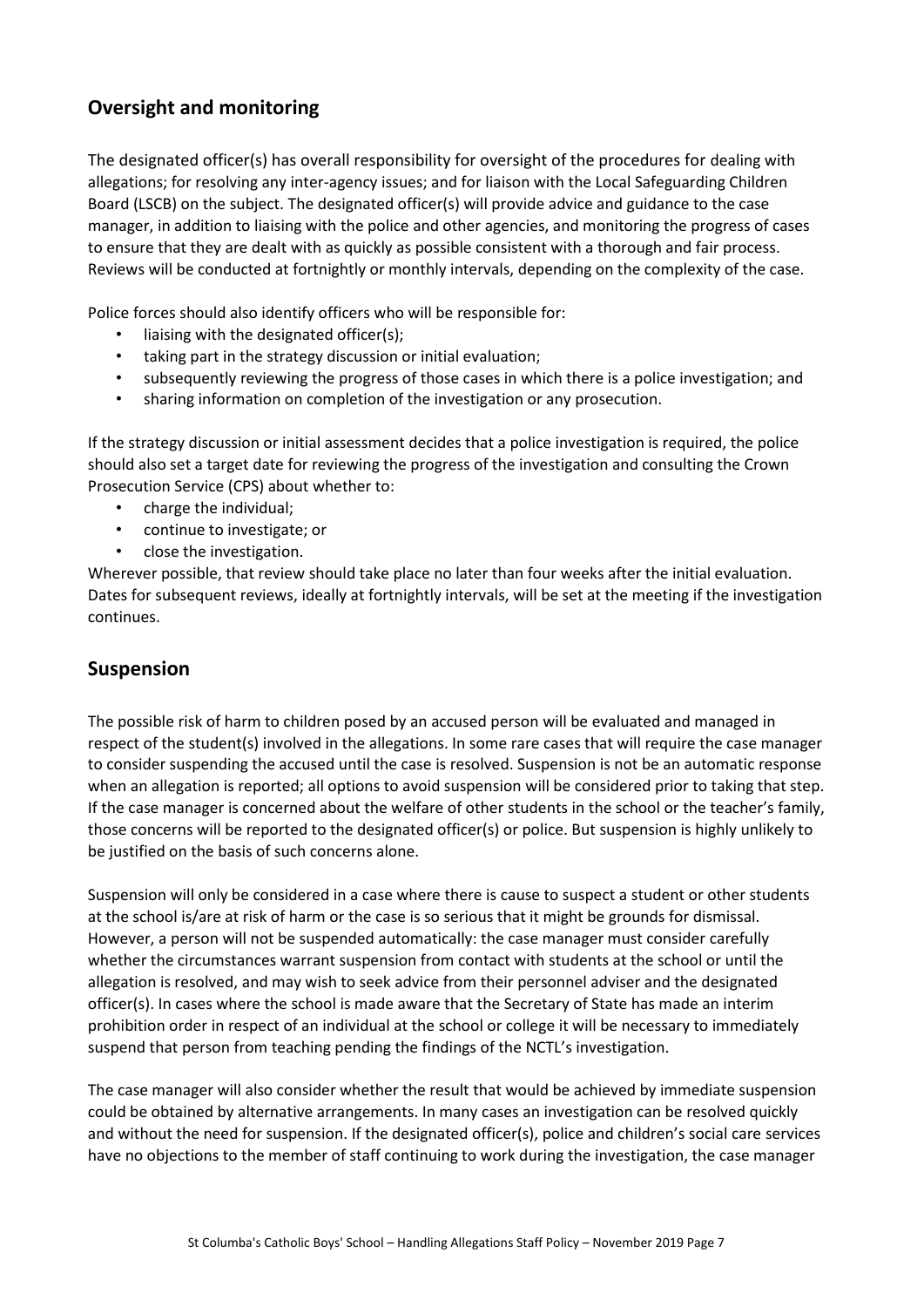## Oversight and monitoring

The designated officer(s) has overall responsibility for oversight of the procedures for dealing with allegations; for resolving any inter-agency issues; and for liaison with the Local Safeguarding Children Board (LSCB) on the subject. The designated officer(s) will provide advice and guidance to the case manager, in addition to liaising with the police and other agencies, and monitoring the progress of cases to ensure that they are dealt with as quickly as possible consistent with a thorough and fair process. Reviews will be conducted at fortnightly or monthly intervals, depending on the complexity of the case.

Police forces should also identify officers who will be responsible for:

- liaising with the designated officer(s);
- taking part in the strategy discussion or initial evaluation;
- subsequently reviewing the progress of those cases in which there is a police investigation; and
- sharing information on completion of the investigation or any prosecution.

If the strategy discussion or initial assessment decides that a police investigation is required, the police should also set a target date for reviewing the progress of the investigation and consulting the Crown Prosecution Service (CPS) about whether to:

- charge the individual;
- continue to investigate; or
- close the investigation.

Wherever possible, that review should take place no later than four weeks after the initial evaluation. Dates for subsequent reviews, ideally at fortnightly intervals, will be set at the meeting if the investigation continues.

## Suspension

The possible risk of harm to children posed by an accused person will be evaluated and managed in respect of the student(s) involved in the allegations. In some rare cases that will require the case manager to consider suspending the accused until the case is resolved. Suspension is not be an automatic response when an allegation is reported; all options to avoid suspension will be considered prior to taking that step. If the case manager is concerned about the welfare of other students in the school or the teacher's family, those concerns will be reported to the designated officer(s) or police. But suspension is highly unlikely to be justified on the basis of such concerns alone.

Suspension will only be considered in a case where there is cause to suspect a student or other students at the school is/are at risk of harm or the case is so serious that it might be grounds for dismissal. However, a person will not be suspended automatically: the case manager must consider carefully whether the circumstances warrant suspension from contact with students at the school or until the allegation is resolved, and may wish to seek advice from their personnel adviser and the designated officer(s). In cases where the school is made aware that the Secretary of State has made an interim prohibition order in respect of an individual at the school or college it will be necessary to immediately suspend that person from teaching pending the findings of the NCTL's investigation.

The case manager will also consider whether the result that would be achieved by immediate suspension could be obtained by alternative arrangements. In many cases an investigation can be resolved quickly and without the need for suspension. If the designated officer(s), police and children's social care services have no objections to the member of staff continuing to work during the investigation, the case manager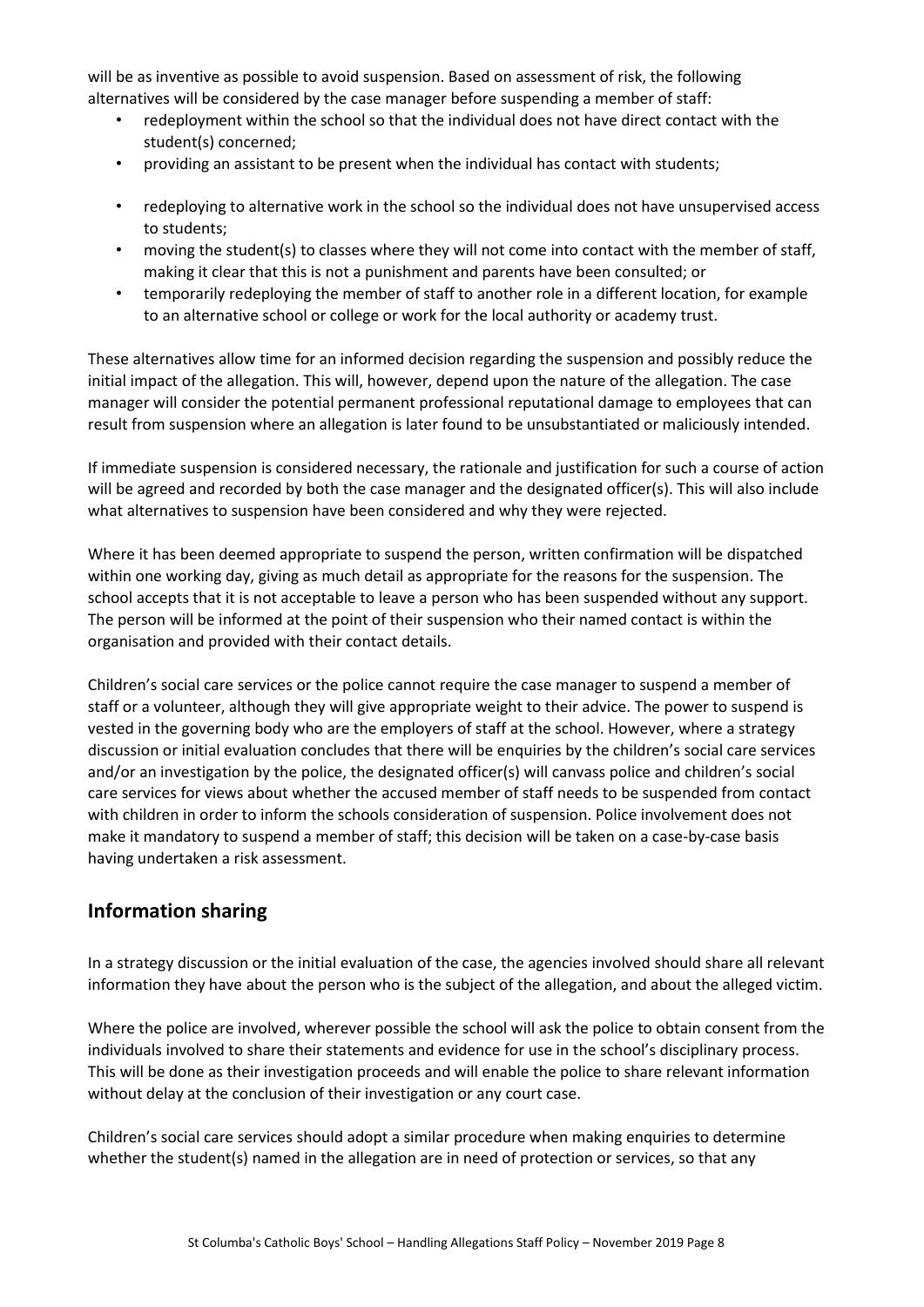will be as inventive as possible to avoid suspension. Based on assessment of risk, the following alternatives will be considered by the case manager before suspending a member of staff:

- redeployment within the school so that the individual does not have direct contact with the student(s) concerned;
- providing an assistant to be present when the individual has contact with students;
- redeploying to alternative work in the school so the individual does not have unsupervised access to students;
- moving the student(s) to classes where they will not come into contact with the member of staff, making it clear that this is not a punishment and parents have been consulted; or
- temporarily redeploying the member of staff to another role in a different location, for example to an alternative school or college or work for the local authority or academy trust.

These alternatives allow time for an informed decision regarding the suspension and possibly reduce the initial impact of the allegation. This will, however, depend upon the nature of the allegation. The case manager will consider the potential permanent professional reputational damage to employees that can result from suspension where an allegation is later found to be unsubstantiated or maliciously intended.

If immediate suspension is considered necessary, the rationale and justification for such a course of action will be agreed and recorded by both the case manager and the designated officer(s). This will also include what alternatives to suspension have been considered and why they were rejected.

Where it has been deemed appropriate to suspend the person, written confirmation will be dispatched within one working day, giving as much detail as appropriate for the reasons for the suspension. The school accepts that it is not acceptable to leave a person who has been suspended without any support. The person will be informed at the point of their suspension who their named contact is within the organisation and provided with their contact details.

Children's social care services or the police cannot require the case manager to suspend a member of staff or a volunteer, although they will give appropriate weight to their advice. The power to suspend is vested in the governing body who are the employers of staff at the school. However, where a strategy discussion or initial evaluation concludes that there will be enquiries by the children's social care services and/or an investigation by the police, the designated officer(s) will canvass police and children's social care services for views about whether the accused member of staff needs to be suspended from contact with children in order to inform the schools consideration of suspension. Police involvement does not make it mandatory to suspend a member of staff; this decision will be taken on a case-by-case basis having undertaken a risk assessment.

## Information sharing

In a strategy discussion or the initial evaluation of the case, the agencies involved should share all relevant information they have about the person who is the subject of the allegation, and about the alleged victim.

Where the police are involved, wherever possible the school will ask the police to obtain consent from the individuals involved to share their statements and evidence for use in the school's disciplinary process. This will be done as their investigation proceeds and will enable the police to share relevant information without delay at the conclusion of their investigation or any court case.

Children's social care services should adopt a similar procedure when making enquiries to determine whether the student(s) named in the allegation are in need of protection or services, so that any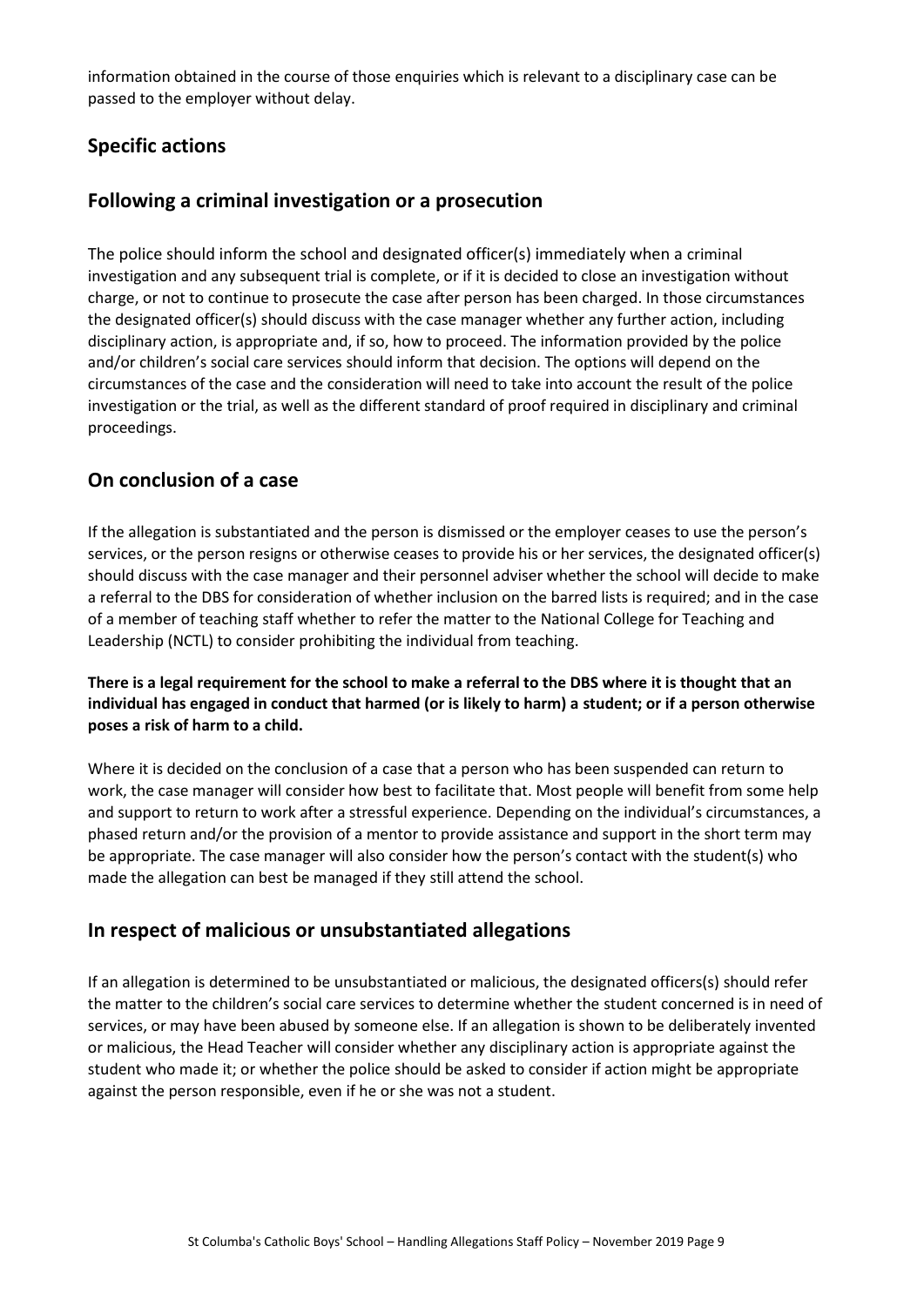information obtained in the course of those enquiries which is relevant to a disciplinary case can be passed to the employer without delay.

## Specific actions

## Following a criminal investigation or a prosecution

The police should inform the school and designated officer(s) immediately when a criminal investigation and any subsequent trial is complete, or if it is decided to close an investigation without charge, or not to continue to prosecute the case after person has been charged. In those circumstances the designated officer(s) should discuss with the case manager whether any further action, including disciplinary action, is appropriate and, if so, how to proceed. The information provided by the police and/or children's social care services should inform that decision. The options will depend on the circumstances of the case and the consideration will need to take into account the result of the police investigation or the trial, as well as the different standard of proof required in disciplinary and criminal proceedings.

## On conclusion of a case

If the allegation is substantiated and the person is dismissed or the employer ceases to use the person's services, or the person resigns or otherwise ceases to provide his or her services, the designated officer(s) should discuss with the case manager and their personnel adviser whether the school will decide to make a referral to the DBS for consideration of whether inclusion on the barred lists is required; and in the case of a member of teaching staff whether to refer the matter to the National College for Teaching and Leadership (NCTL) to consider prohibiting the individual from teaching.

**There is a legal requirement for the school to make a referral to the DBS where it is thought that an individual has engaged in conduct that harmed (or is likely to harm) a student; or if a person otherwise poses a risk of harm to a child.**

Where it is decided on the conclusion of a case that a person who has been suspended can return to work, the case manager will consider how best to facilitate that. Most people will benefit from some help and support to return to work after a stressful experience. Depending on the individual's circumstances, a phased return and/or the provision of a mentor to provide assistance and support in the short term may be appropriate. The case manager will also consider how the person's contact with the student(s) who made the allegation can best be managed if they still attend the school.

## In respect of malicious or unsubstantiated allegations

If an allegation is determined to be unsubstantiated or malicious, the designated officers(s) should refer the matter to the children's social care services to determine whether the student concerned is in need of services, or may have been abused by someone else. If an allegation is shown to be deliberately invented or malicious, the Head Teacher will consider whether any disciplinary action is appropriate against the student who made it; or whether the police should be asked to consider if action might be appropriate against the person responsible, even if he or she was not a student.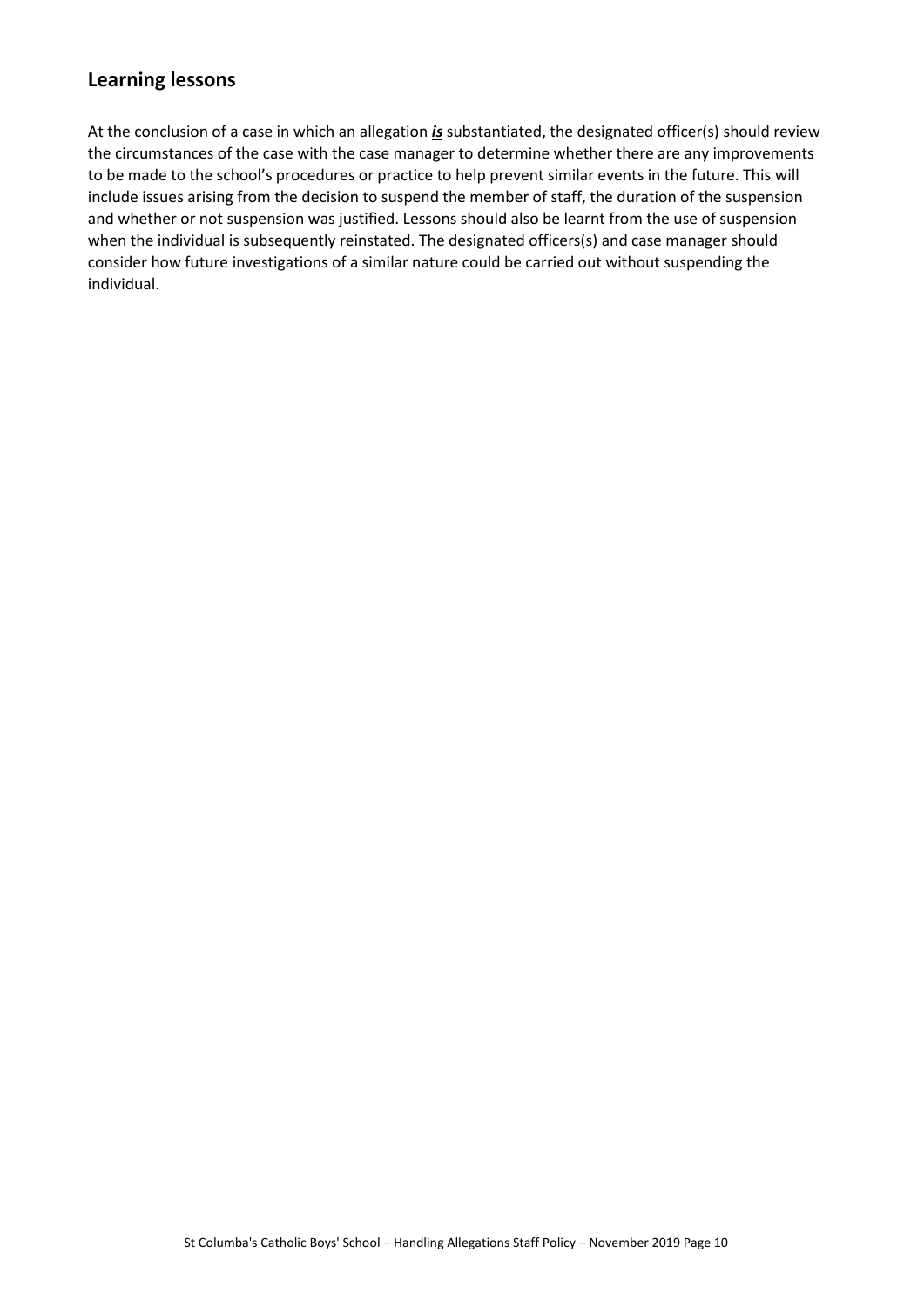## Learning lessons

At the conclusion of a case in which an allegation ***is*** substantiated, the designated officer(s) should review the circumstances of the case with the case manager to determine whether there are any improvements to be made to the school's procedures or practice to help prevent similar events in the future. This will include issues arising from the decision to suspend the member of staff, the duration of the suspension and whether or not suspension was justified. Lessons should also be learnt from the use of suspension when the individual is subsequently reinstated. The designated officers(s) and case manager should consider how future investigations of a similar nature could be carried out without suspending the individual.